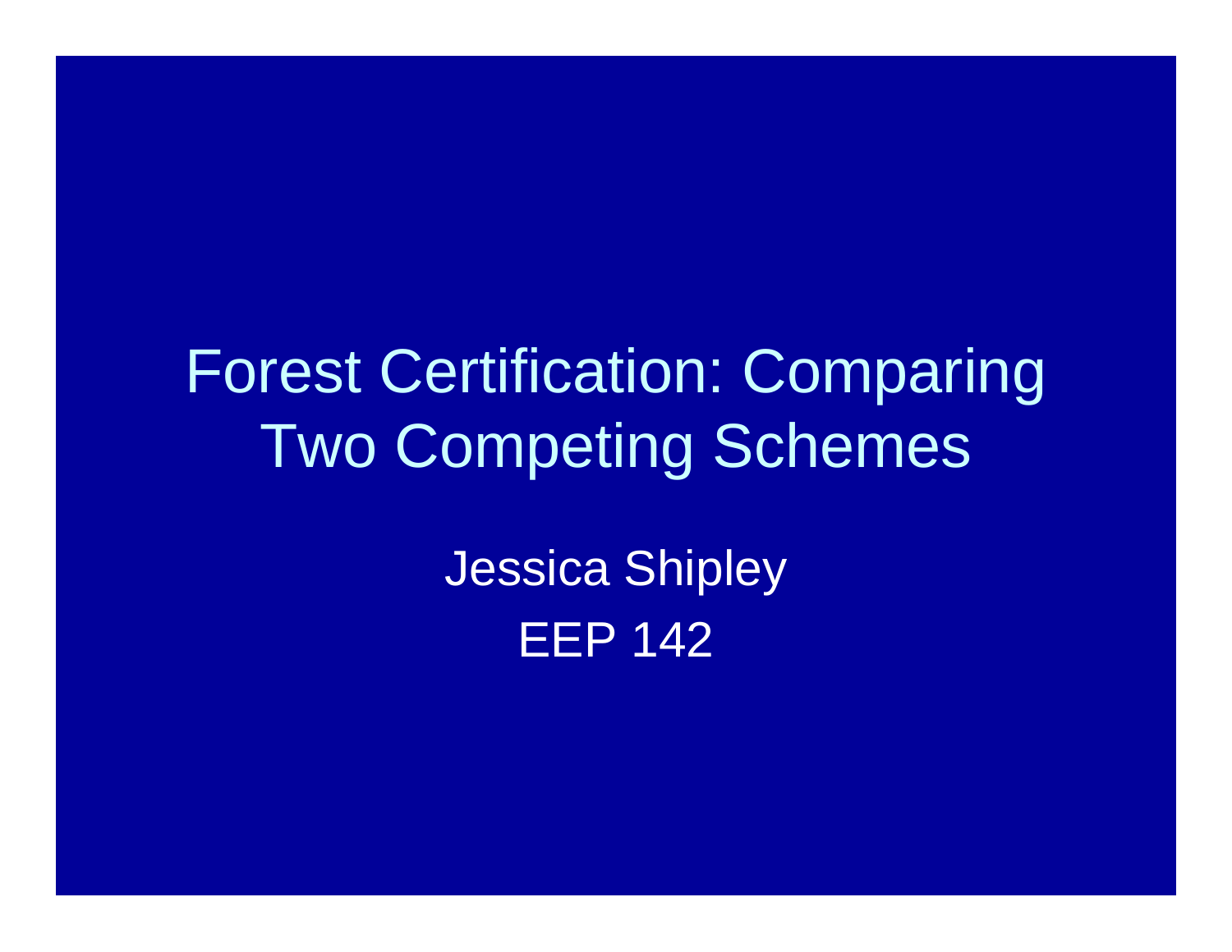# Forest Certification: Comparing Two Competing Schemes

Jessica Shipley

EEP 142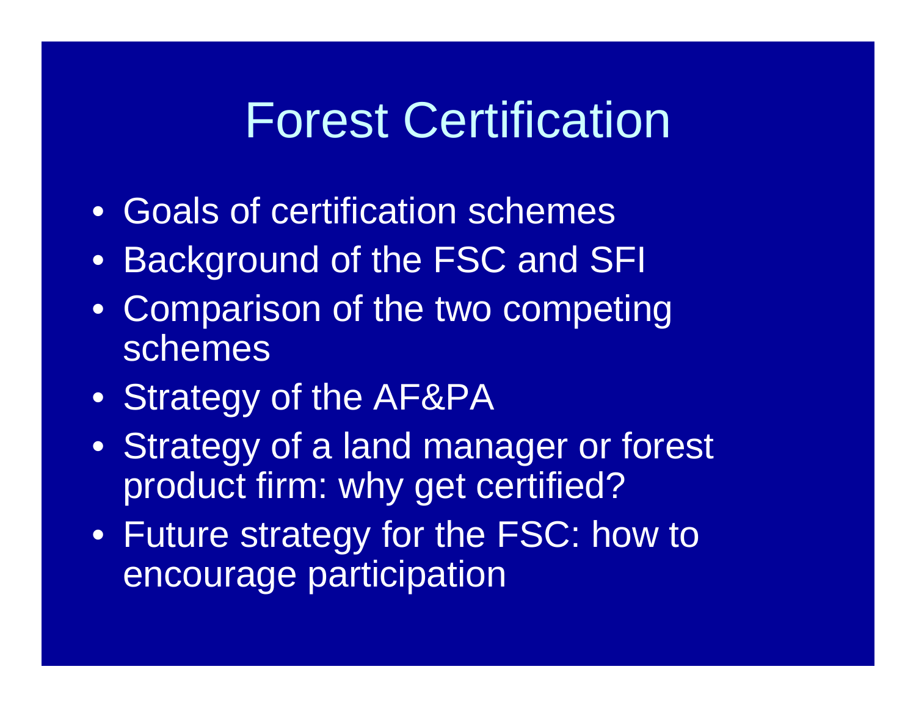# Forest Certification

- Goals of certification schemes
- Background of the FSC and SFI
- Comparison of the two competing schemes
- Strategy of the AF&PA
- Strategy of a land manager or forest product firm: why get certified?
- Future strategy for the FSC: how to encourage participation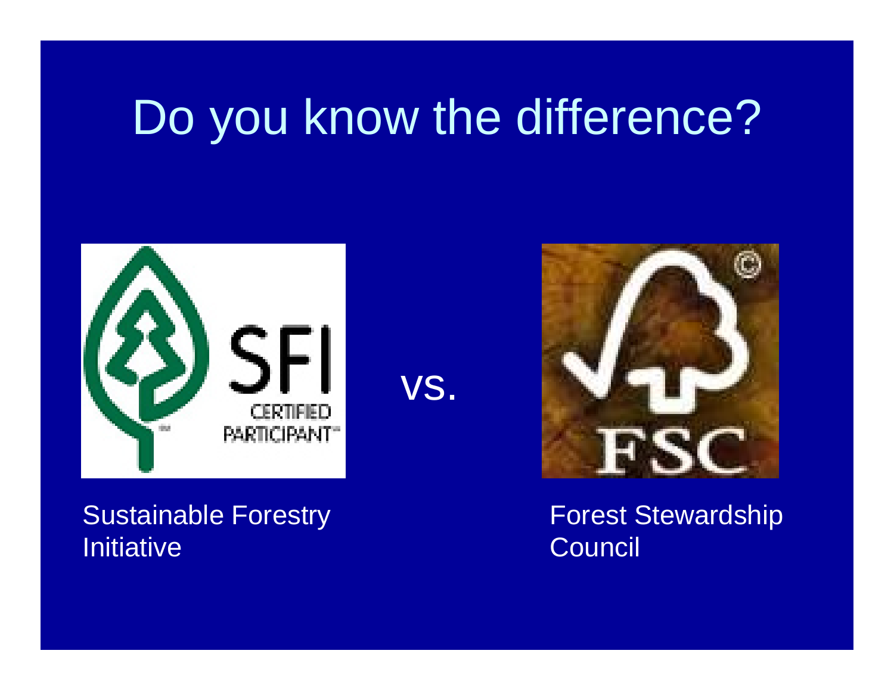# Do you know the difference?

vs.

Sustainable Forestry Initiative

Forest Stewardship Council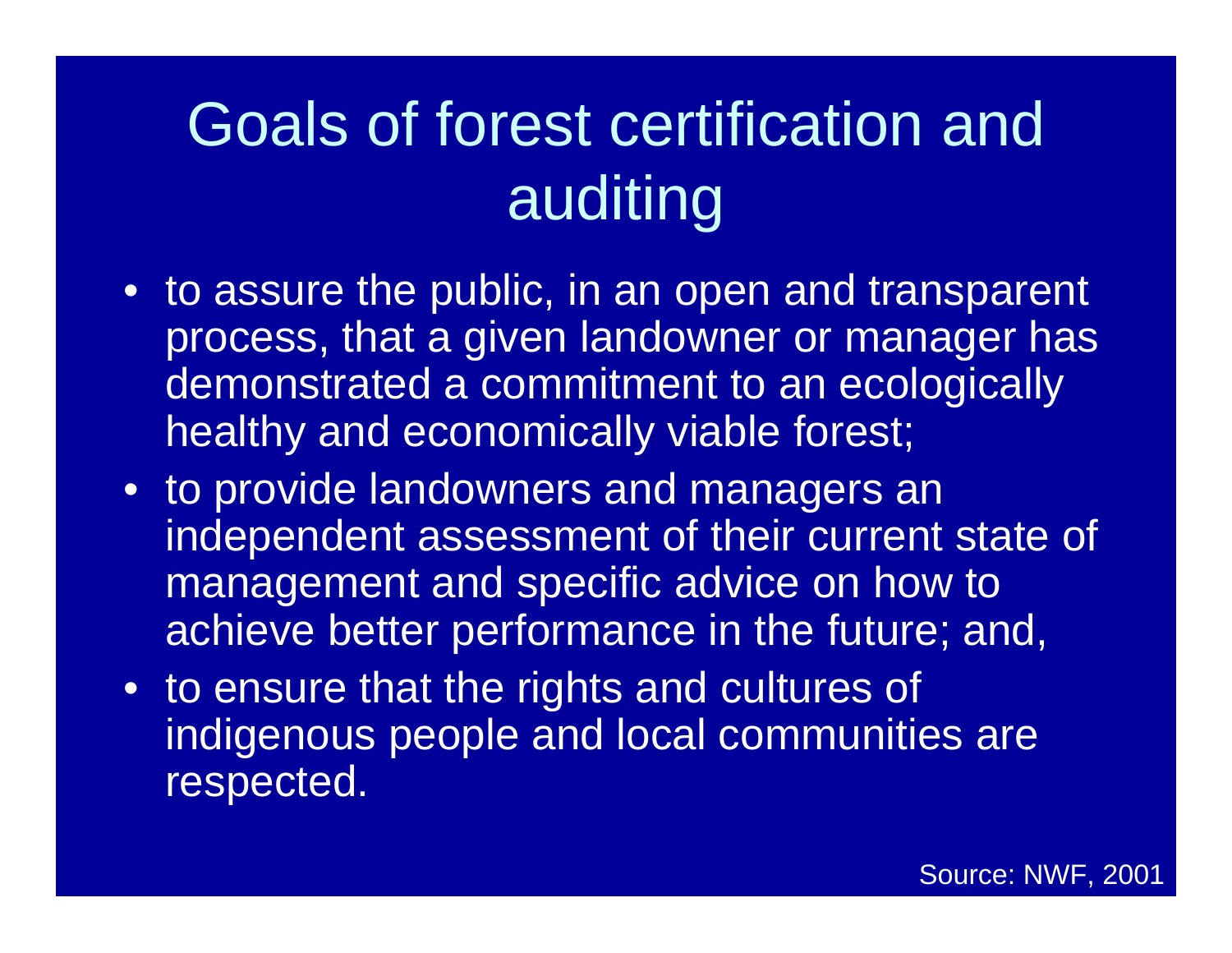# Goals of forest certification and auditing

- to assure the public, in an open and transparent process, that a given landowner or manager has demonstrated a commitment to an ecologically healthy and economically viable forest;
- to provide landowners and managers an independent assessment of their current state of management and specific advice on how to achieve better performance in the future; and,
- to ensure that the rights and cultures of indigenous people and local communities are respected.

Source: NWF, 2001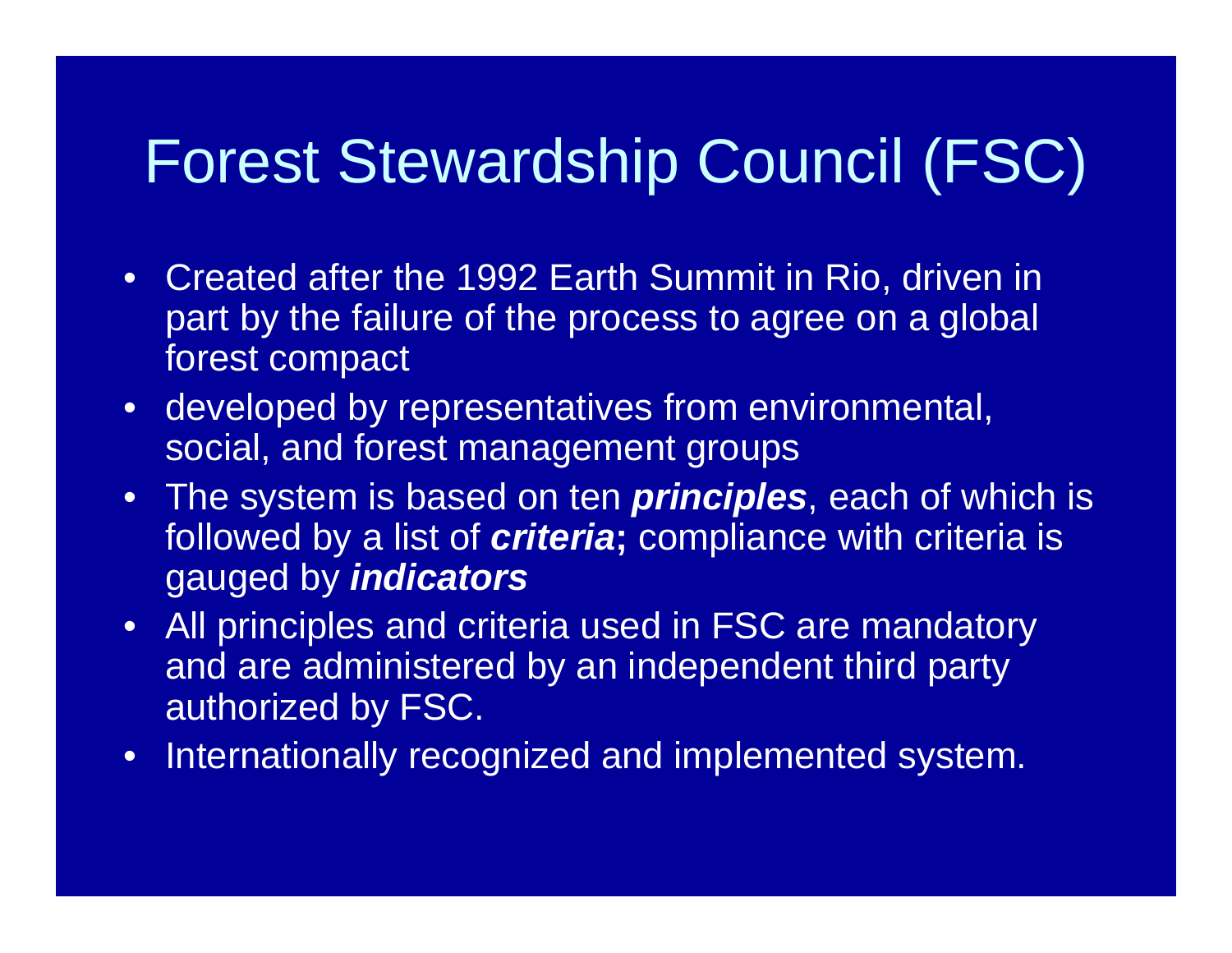# Forest Stewardship Council (FSC)

- Created after the 1992 Earth Summit in Rio, driven in part by the failure of the process to agree on a global forest compact
- developed by representatives from environmental, social, and forest management groups
- The system is based on ten ***principles***, each of which is followed by a list of ***criteria*****;** compliance with criteria is gauged by ***indicators***
- All principles and criteria used in FSC are mandatory and are administered by an independent third party authorized by FSC.
- Internationally recognized and implemented system.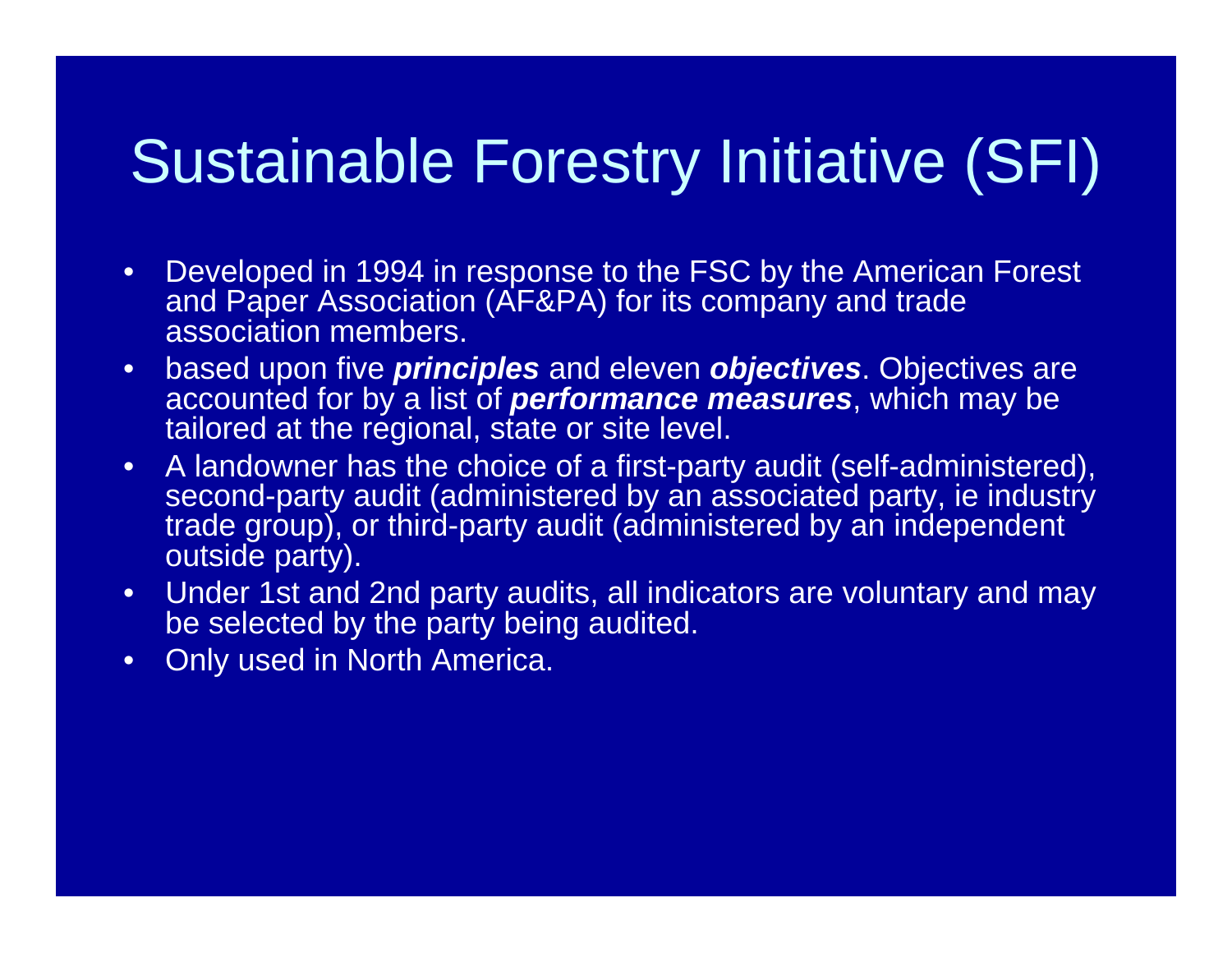# Sustainable Forestry Initiative (SFI)

- Developed in 1994 in response to the FSC by the American Forest and Paper Association (AF&PA) for its company and trade association members.
- based upon five ***principles*** and eleven ***objectives***. Objectives are accounted for by a list of ***performance measures***, which may be tailored at the regional, state or site level.
- A landowner has the choice of a first-party audit (self-administered), second-party audit (administered by an associated party, ie industry trade group), or third-party audit (administered by an independent outside party).
- Under 1st and 2nd party audits, all indicators are voluntary and may be selected by the party being audited.
- Only used in North America.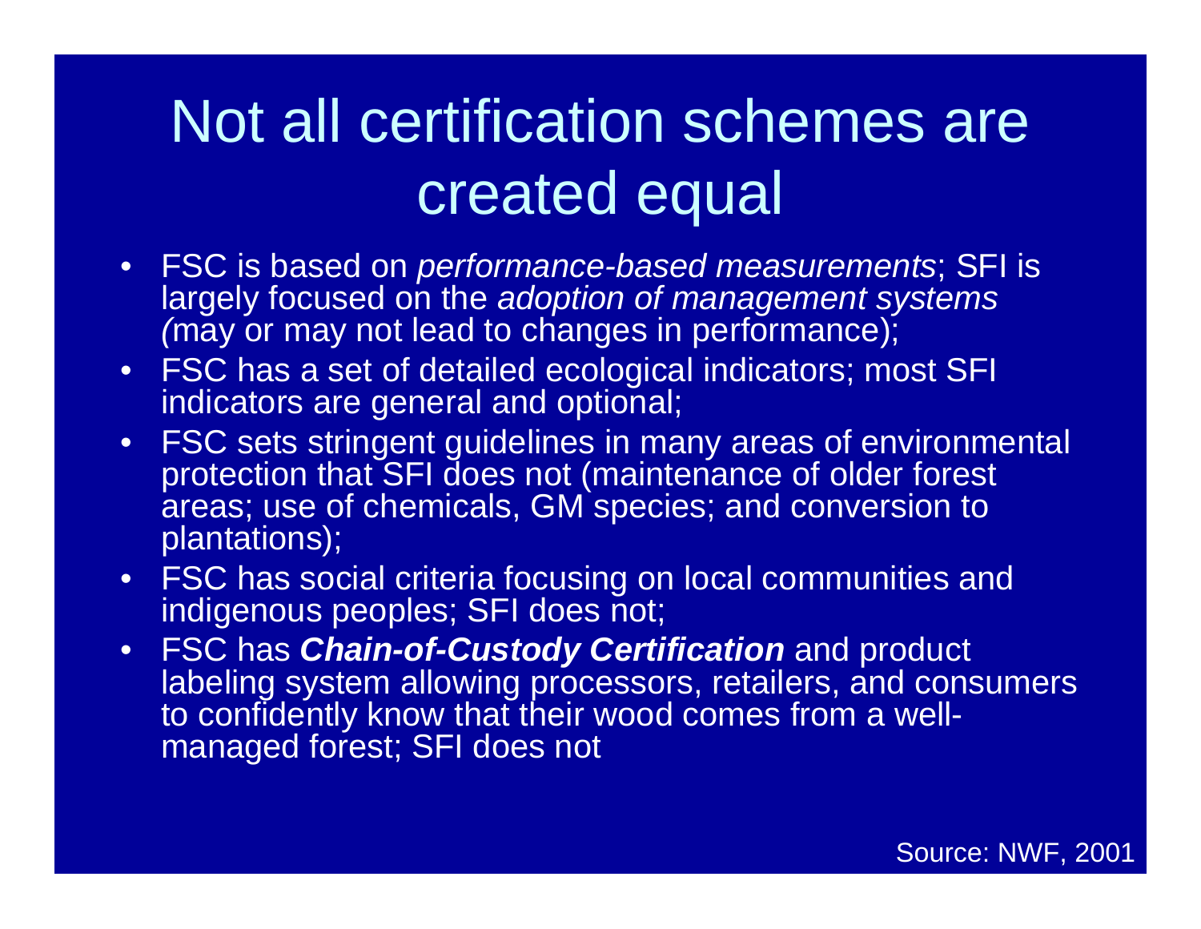# Not all certification schemes are created equal

- FSC is based on *performance-based measurements*; SFI is largely focused on the *adoption of management systems (*may or may not lead to changes in performance);
- FSC has a set of detailed ecological indicators; most SFI indicators are general and optional;
- FSC sets stringent guidelines in many areas of environmental protection that SFI does not (maintenance of older forest areas; use of chemicals, GM species; and conversion to plantations);
- FSC has social criteria focusing on local communities and indigenous peoples; SFI does not;
- FSC has ***Chain-of-Custody Certification*** and product labeling system allowing processors, retailers, and consumers to confidently know that their wood comes from a well-managed forest; SFI does not

Source: NWF, 2001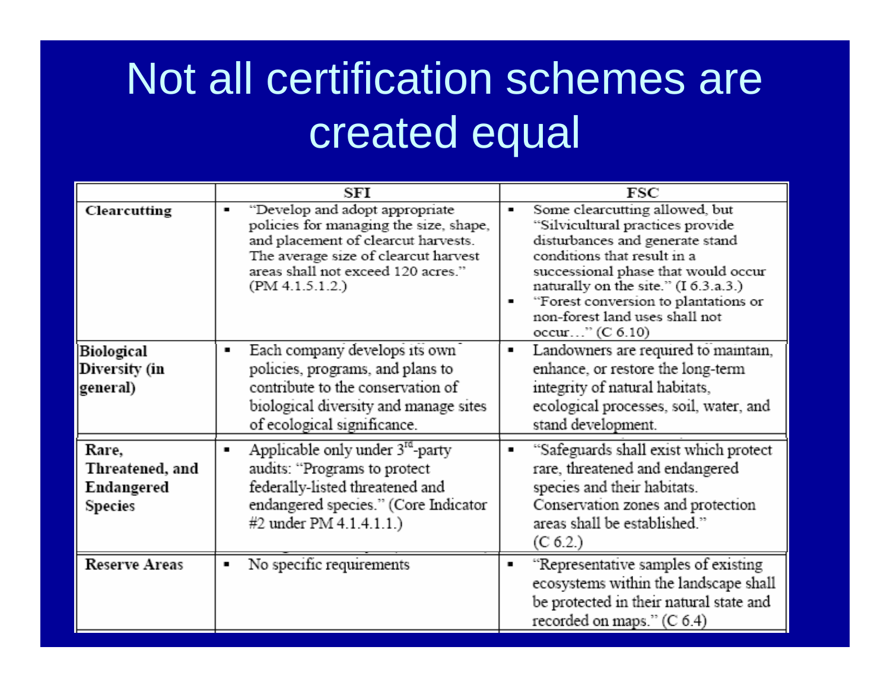# Not all certification schemes are created equal

| | SFI | FSC |
|---|---|---|
| **Clearcutting** | ▪ "Develop and adopt appropriate policies for managing the size, shape, and placement of clearcut harvests. The average size of clearcut harvest areas shall not exceed 120 acres." (PM 4.1.5.1.2.) | ▪ Some clearcutting allowed, but "Silvicultural practices provide disturbances and generate stand conditions that result in a successional phase that would occur naturally on the site." (I 6.3.a.3.)<br>▪ "Forest conversion to plantations or non-forest land uses shall not occur…" (C 6.10) |
| **Biological Diversity (in general)** | ▪ Each company develops its own policies, programs, and plans to contribute to the conservation of biological diversity and manage sites of ecological significance. | ▪ Landowners are required to maintain, enhance, or restore the long-term integrity of natural habitats, ecological processes, soil, water, and stand development. |
| **Rare, Threatened, and Endangered Species** | ▪ Applicable only under 3rd-party audits: "Programs to protect federally-listed threatened and endangered species." (Core Indicator #2 under PM 4.1.4.1.1.) | ▪ "Safeguards shall exist which protect rare, threatened and endangered species and their habitats. Conservation zones and protection areas shall be established." (C 6.2.) |
| **Reserve Areas** | ▪ No specific requirements | ▪ "Representative samples of existing ecosystems within the landscape shall be protected in their natural state and recorded on maps." (C 6.4) |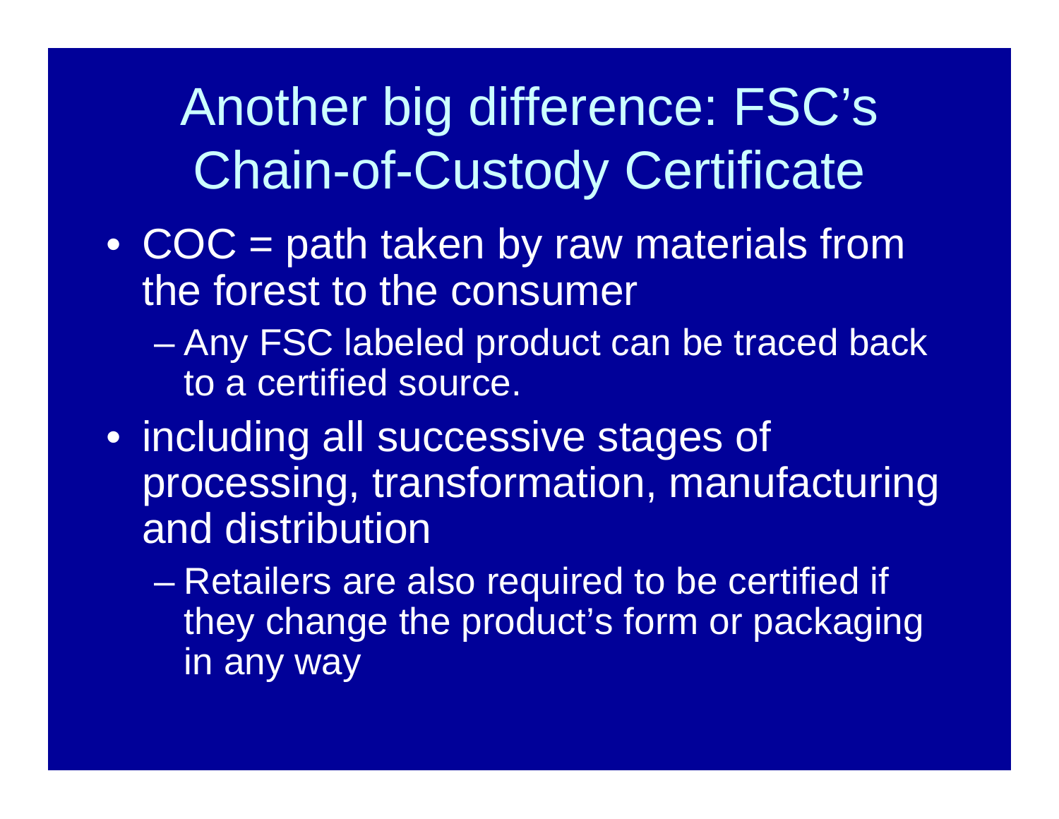# Another big difference: FSC's Chain-of-Custody Certificate

- COC = path taken by raw materials from the forest to the consumer
  - Any FSC labeled product can be traced back to a certified source.
- including all successive stages of processing, transformation, manufacturing and distribution
  - Retailers are also required to be certified if they change the product's form or packaging in any way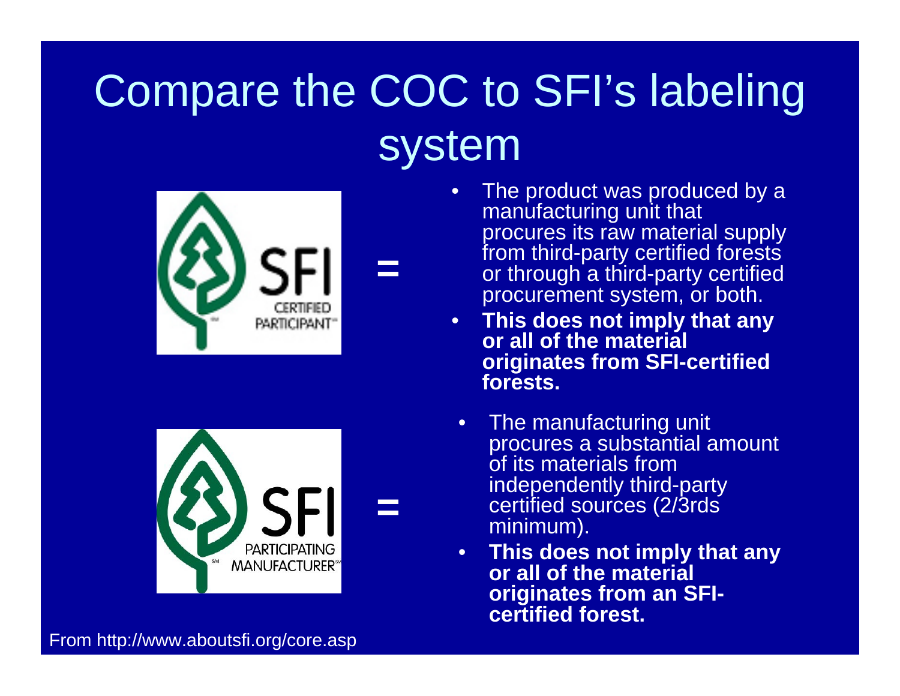# Compare the COC to SFI's labeling system

SFI CERTIFIED PARTICIPANT =

- The product was produced by a manufacturing unit that procures its raw material supply from third-party certified forests or through a third-party certified procurement system, or both.
- **This does not imply that any or all of the material originates from SFI-certified forests.**

SFI PARTICIPATING MANUFACTURER =

- The manufacturing unit procures a substantial amount of its materials from independently third-party certified sources (2/3rds minimum).
- **This does not imply that any or all of the material originates from an SFI-certified forest.**

From http://www.aboutsfi.org/core.asp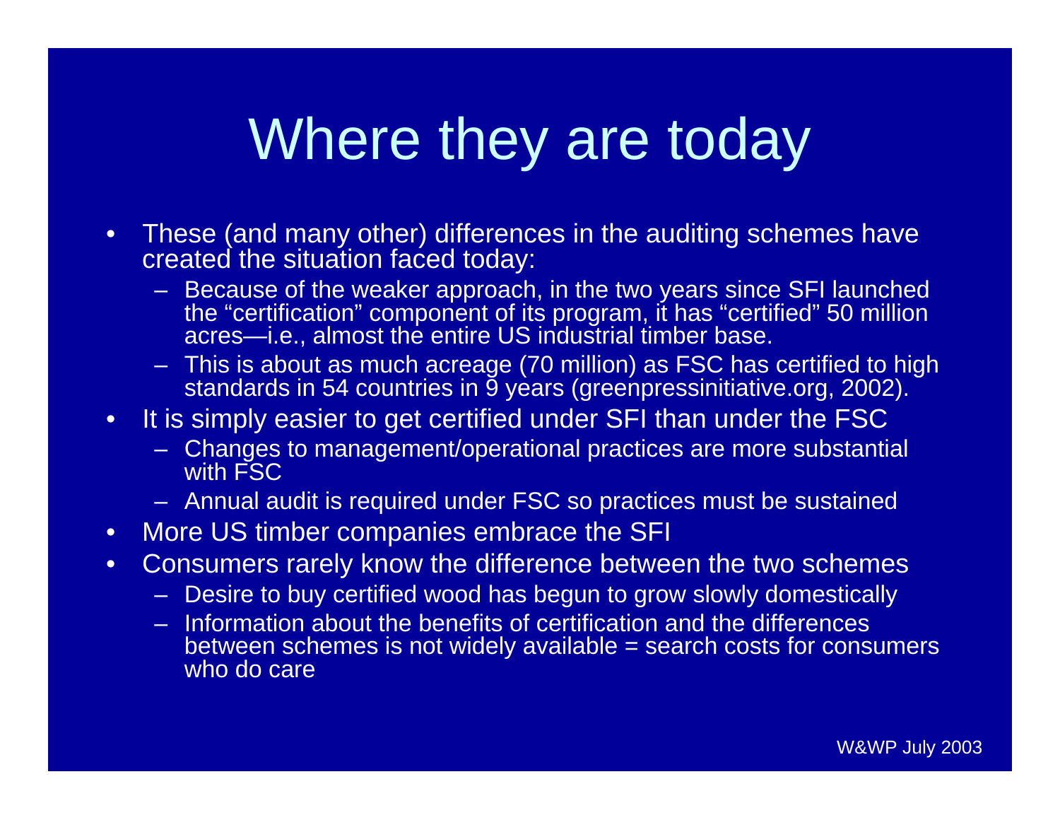# Where they are today

- These (and many other) differences in the auditing schemes have created the situation faced today:
  - Because of the weaker approach, in the two years since SFI launched the “certification” component of its program, it has “certified” 50 million acres—i.e., almost the entire US industrial timber base.
  - This is about as much acreage (70 million) as FSC has certified to high standards in 54 countries in 9 years (greenpressinitiative.org, 2002).
- It is simply easier to get certified under SFI than under the FSC
  - Changes to management/operational practices are more substantial with FSC
  - Annual audit is required under FSC so practices must be sustained
- More US timber companies embrace the SFI
- Consumers rarely know the difference between the two schemes
  - Desire to buy certified wood has begun to grow slowly domestically
  - Information about the benefits of certification and the differences between schemes is not widely available = search costs for consumers who do care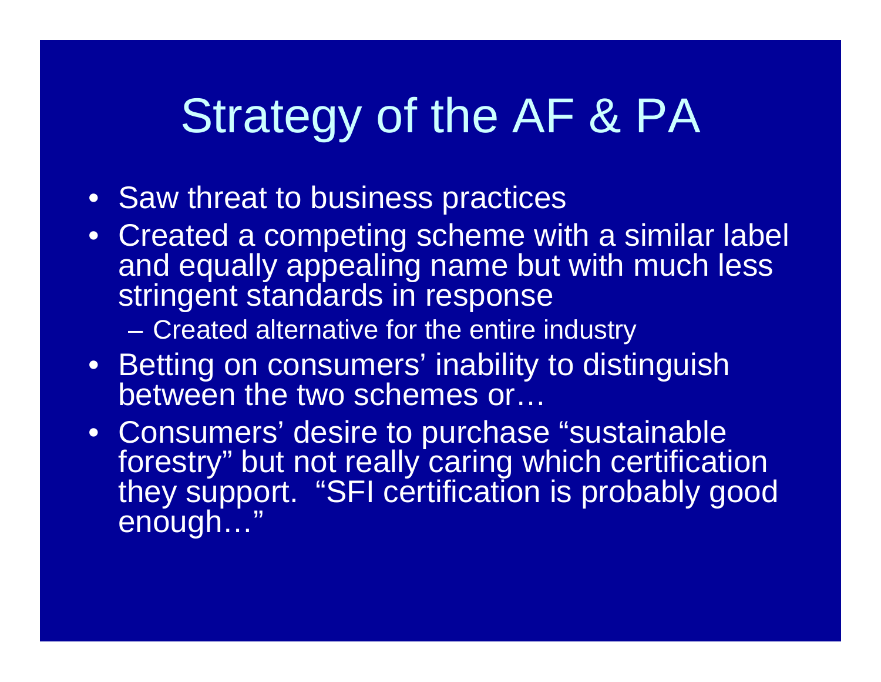# Strategy of the AF & PA

- Saw threat to business practices
- Created a competing scheme with a similar label and equally appealing name but with much less stringent standards in response
  - Created alternative for the entire industry
- Betting on consumers' inability to distinguish between the two schemes or…
- Consumers' desire to purchase "sustainable forestry" but not really caring which certification they support. "SFI certification is probably good enough…"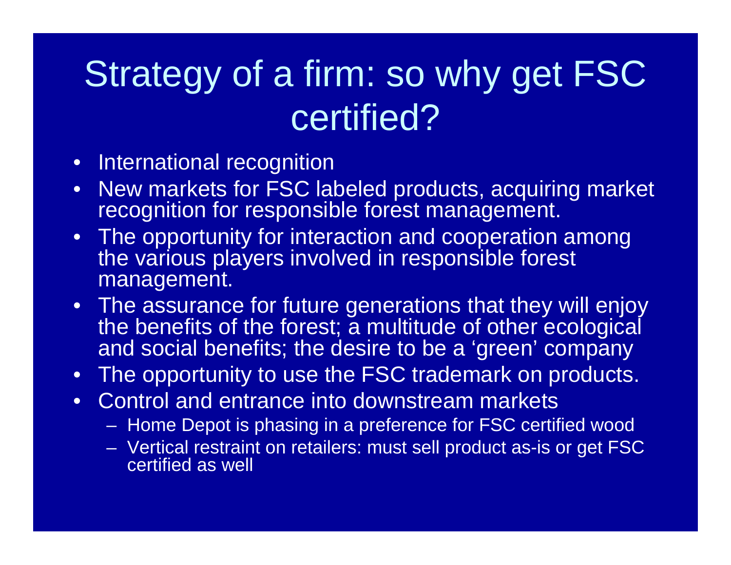# Strategy of a firm: so why get FSC certified?

- International recognition
- New markets for FSC labeled products, acquiring market recognition for responsible forest management.
- The opportunity for interaction and cooperation among the various players involved in responsible forest management.
- The assurance for future generations that they will enjoy the benefits of the forest; a multitude of other ecological and social benefits; the desire to be a 'green' company
- The opportunity to use the FSC trademark on products.
- Control and entrance into downstream markets
  - Home Depot is phasing in a preference for FSC certified wood
  - Vertical restraint on retailers: must sell product as-is or get FSC certified as well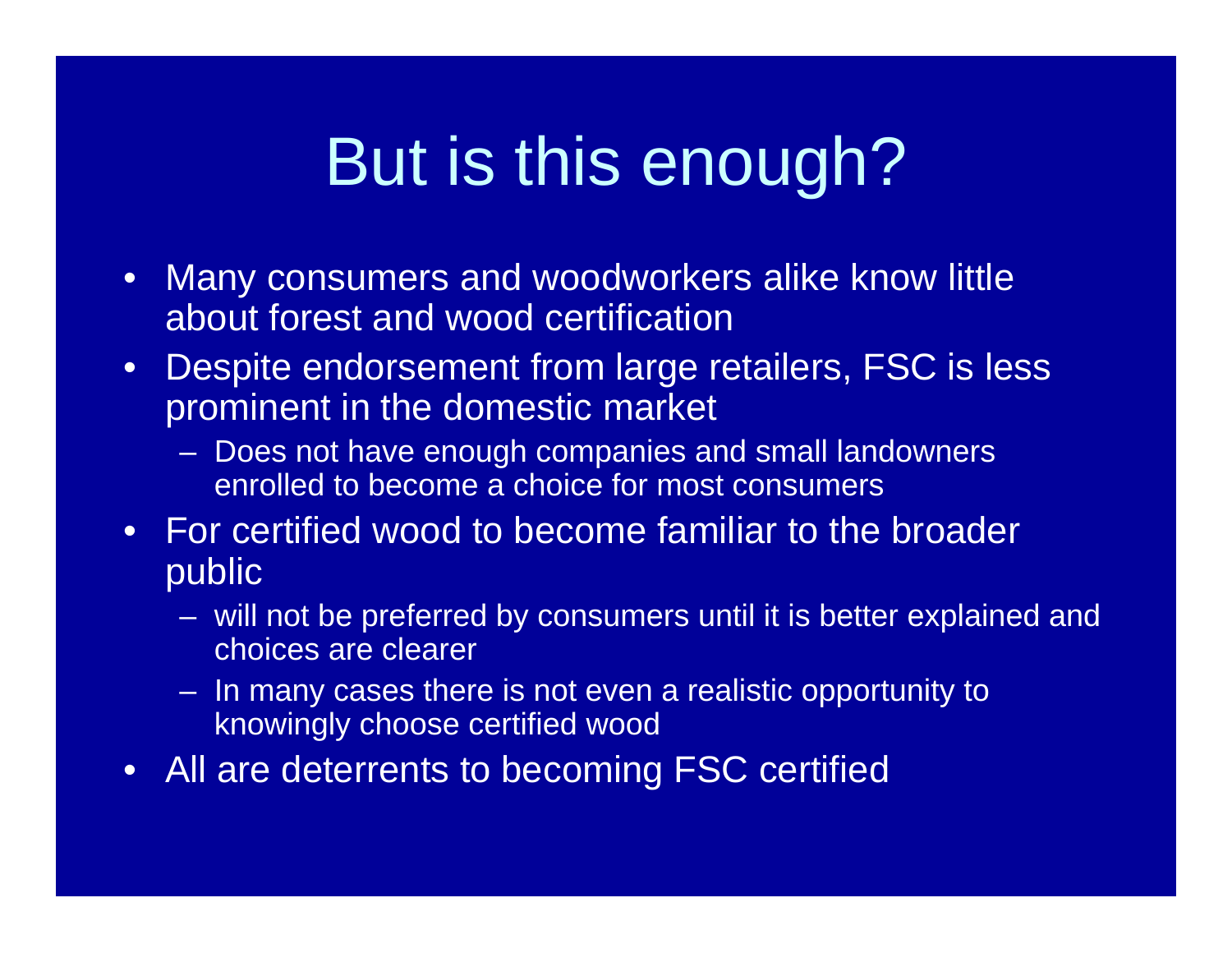# But is this enough?

- Many consumers and woodworkers alike know little about forest and wood certification
- Despite endorsement from large retailers, FSC is less prominent in the domestic market
  - Does not have enough companies and small landowners enrolled to become a choice for most consumers
- For certified wood to become familiar to the broader public
  - will not be preferred by consumers until it is better explained and choices are clearer
  - In many cases there is not even a realistic opportunity to knowingly choose certified wood
- All are deterrents to becoming FSC certified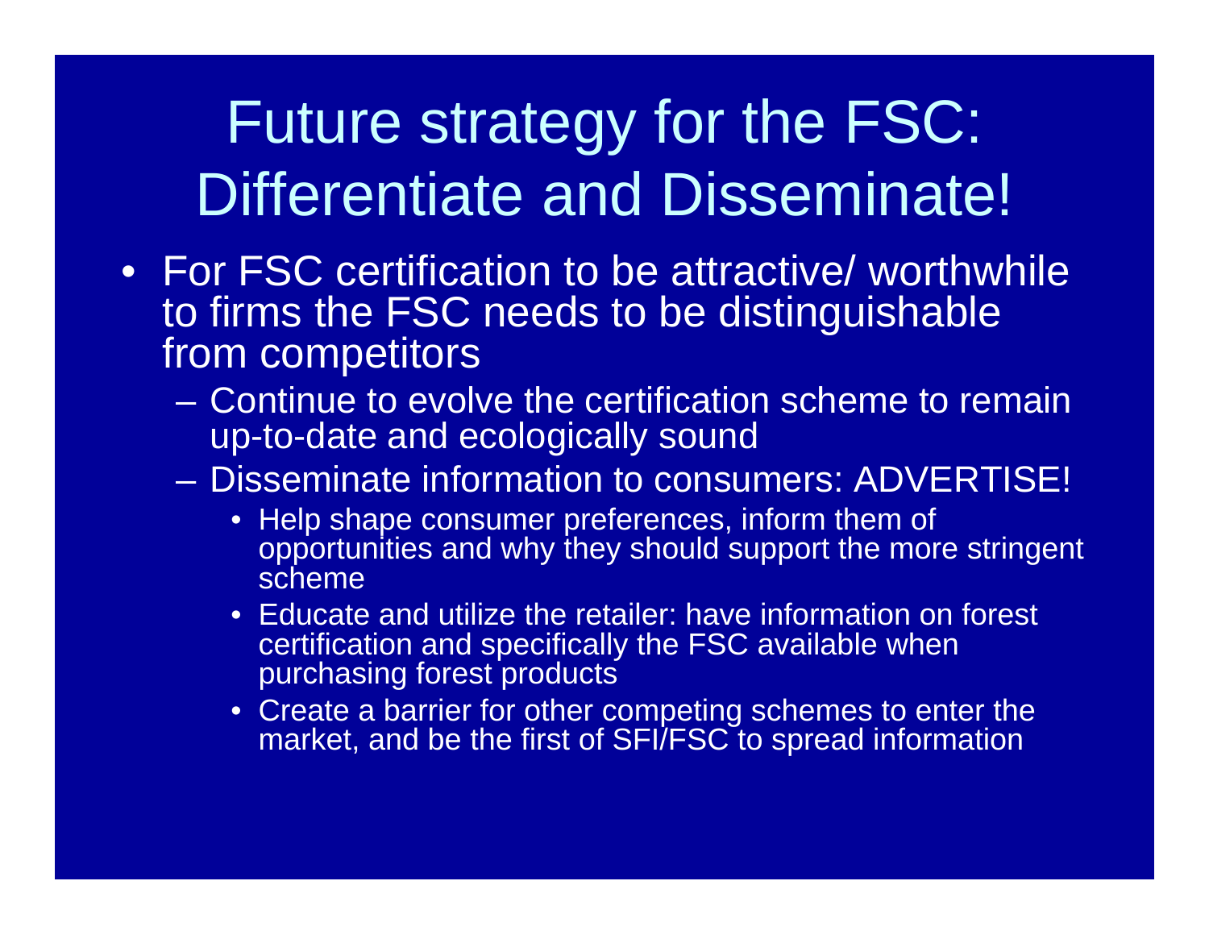# Future strategy for the FSC: Differentiate and Disseminate!

- For FSC certification to be attractive/ worthwhile to firms the FSC needs to be distinguishable from competitors
  - Continue to evolve the certification scheme to remain up-to-date and ecologically sound
  - Disseminate information to consumers: ADVERTISE!
    - Help shape consumer preferences, inform them of opportunities and why they should support the more stringent scheme
    - Educate and utilize the retailer: have information on forest certification and specifically the FSC available when purchasing forest products
    - Create a barrier for other competing schemes to enter the market, and be the first of SFI/FSC to spread information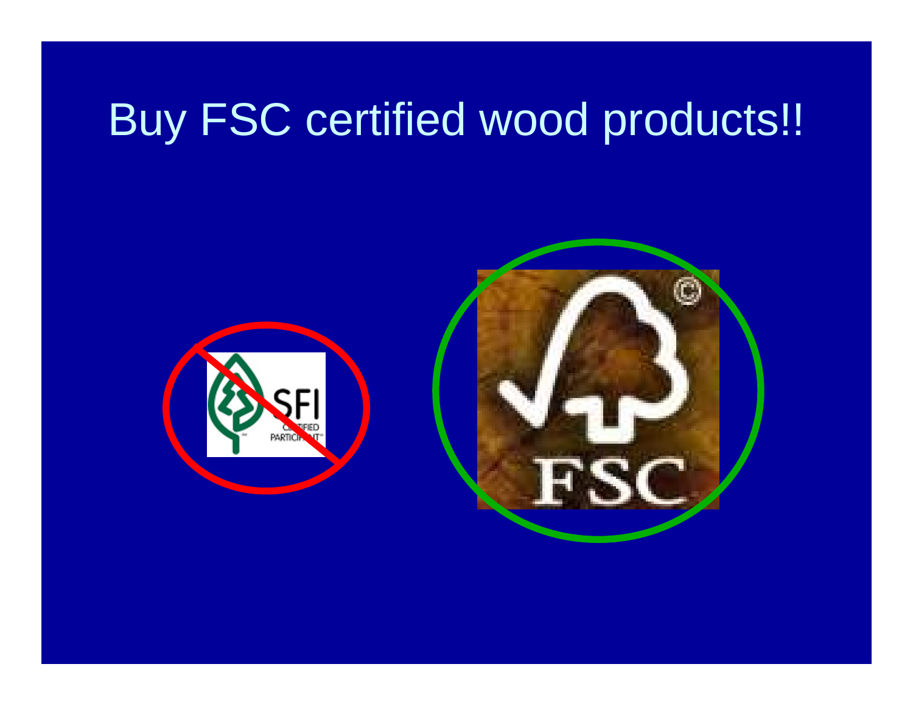# Buy FSC certified wood products!!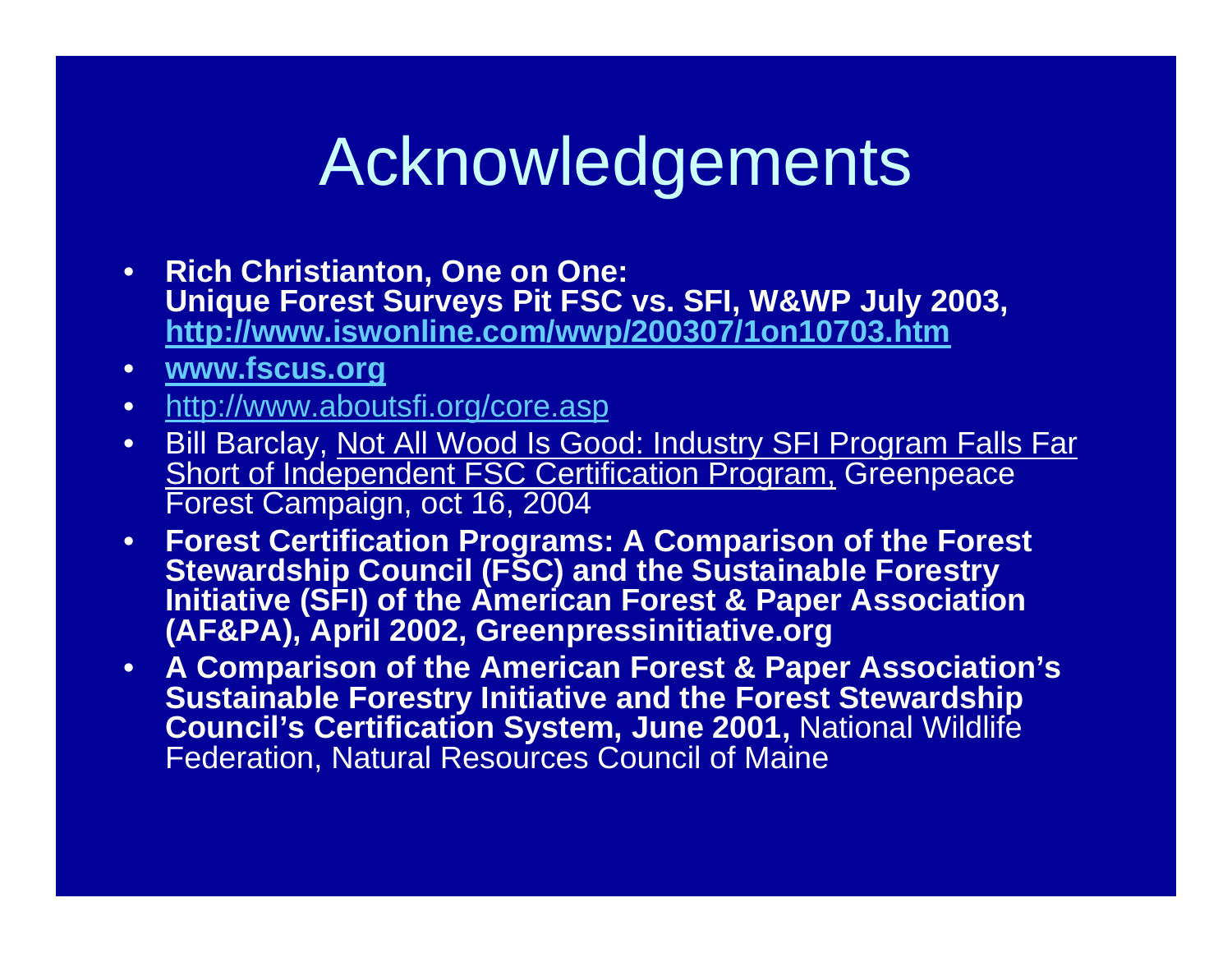# Acknowledgements

- **Rich Christianton, One on One: Unique Forest Surveys Pit FSC vs. SFI, W&WP July 2003, http://www.iswonline.com/wwp/200307/1on10703.htm**
- **www.fscus.org**
- http://www.aboutsfi.org/core.asp
- Bill Barclay, Not All Wood Is Good: Industry SFI Program Falls Far Short of Independent FSC Certification Program, Greenpeace Forest Campaign, oct 16, 2004
- **Forest Certification Programs: A Comparison of the Forest Stewardship Council (FSC) and the Sustainable Forestry Initiative (SFI) of the American Forest & Paper Association (AF&PA), April 2002, Greenpressinitiative.org**
- **A Comparison of the American Forest & Paper Association's Sustainable Forestry Initiative and the Forest Stewardship Council's Certification System, June 2001,** National Wildlife Federation, Natural Resources Council of Maine